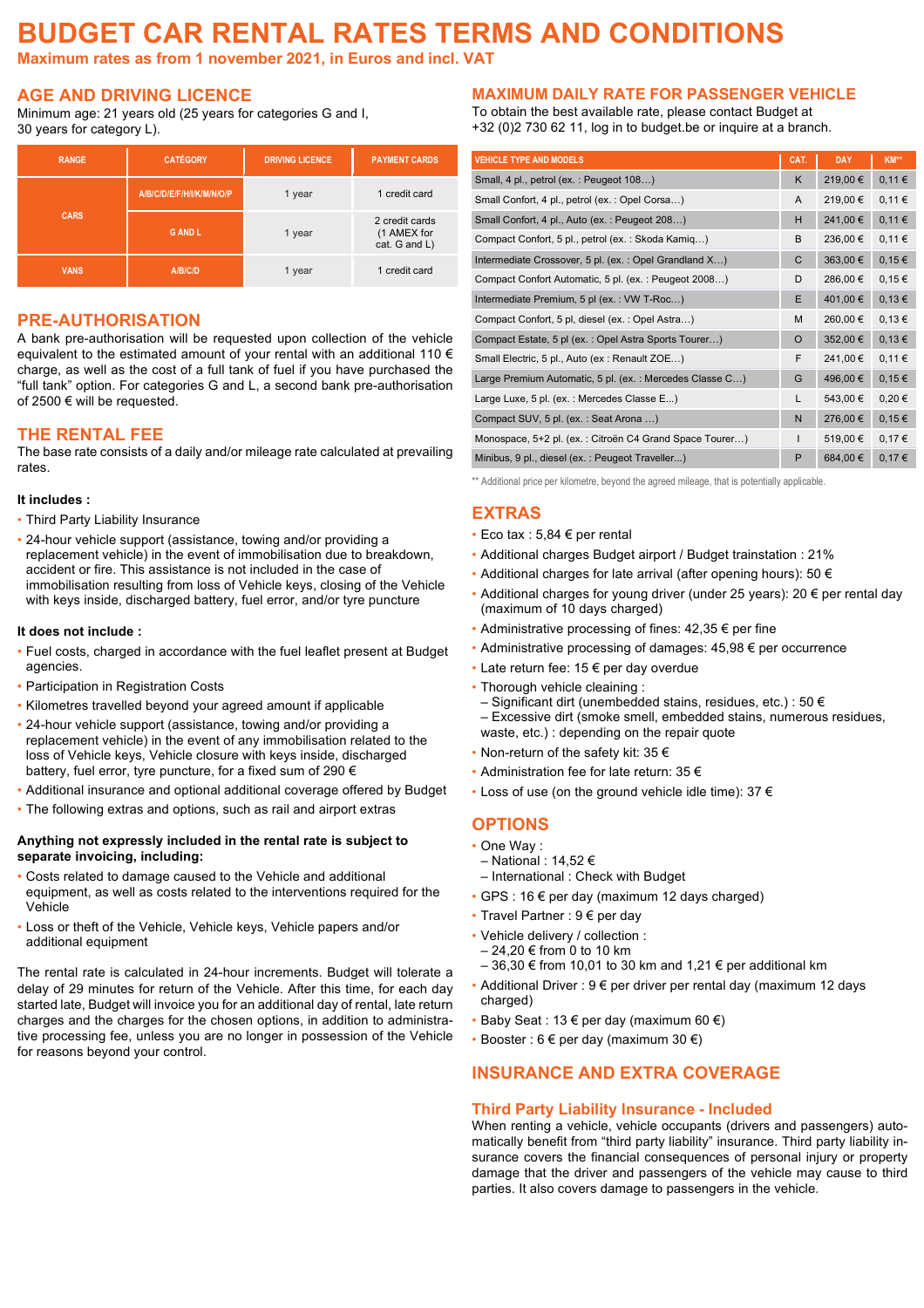# BUDGET CAR RENTAL RATES TERMS AND CONDITIONS

**Maximum rates as from 1 november 2021, in Euros and incl. VAT**

## AGE AND DRIVING LICENCE

Minimum age: 21 years old (25 years for categories G and I, 30 years for category L).

| RANGE | CATEGORY | DRIVING LICENCE | PAYMENT CARDS |
|---|---|---|---|
| CARS | A/B/C/D/E/F/H/I/K/M/N/O/P | 1 year | 1 credit card |
| | G AND L | 1 year | 2 credit cards (1 AMEX for cat. G and L) |
| VANS | A/B/C/D | 1 year | 1 credit card |

## PRE-AUTHORISATION

A bank pre-authorisation will be requested upon collection of the vehicle equivalent to the estimated amount of your rental with an additional 110 € charge, as well as the cost of a full tank of fuel if you have purchased the "full tank" option. For categories G and L, a second bank pre-authorisation of 2500 € will be requested.

## THE RENTAL FEE

The base rate consists of a daily and/or mileage rate calculated at prevailing rates.

**It includes :**

- Third Party Liability Insurance
- 24-hour vehicle support (assistance, towing and/or providing a replacement vehicle) in the event of immobilisation due to breakdown, accident or fire. This assistance is not included in the case of immobilisation resulting from loss of Vehicle keys, closing of the Vehicle with keys inside, discharged battery, fuel error, and/or tyre puncture

**It does not include :**

- Fuel costs, charged in accordance with the fuel leaflet present at Budget agencies.
- Participation in Registration Costs
- Kilometres travelled beyond your agreed amount if applicable
- 24-hour vehicle support (assistance, towing and/or providing a replacement vehicle) in the event of any immobilisation related to the loss of Vehicle keys, Vehicle closure with keys inside, discharged battery, fuel error, tyre puncture, for a fixed sum of 290 €
- Additional insurance and optional additional coverage offered by Budget
- The following extras and options, such as rail and airport extras

**Anything not expressly included in the rental rate is subject to separate invoicing, including:**

- Costs related to damage caused to the Vehicle and additional equipment, as well as costs related to the interventions required for the Vehicle
- Loss or theft of the Vehicle, Vehicle keys, Vehicle papers and/or additional equipment

The rental rate is calculated in 24-hour increments. Budget will tolerate a delay of 29 minutes for return of the Vehicle. After this time, for each day started late, Budget will invoice you for an additional day of rental, late return charges and the charges for the chosen options, in addition to administrative processing fee, unless you are no longer in possession of the Vehicle for reasons beyond your control.

## MAXIMUM DAILY RATE FOR PASSENGER VEHICLE

To obtain the best available rate, please contact Budget at +32 (0)2 730 62 11, log in to budget.be or inquire at a branch.

| VEHICLE TYPE AND MODELS | CAT. | DAY | KM** |
|---|---|---|---|
| Small, 4 pl., petrol (ex. : Peugeot 108…) | K | 219,00 € | 0,11 € |
| Small Confort, 4 pl., petrol (ex. : Opel Corsa…) | A | 219,00 € | 0,11 € |
| Small Confort, 4 pl., Auto (ex. : Peugeot 208…) | H | 241,00 € | 0,11 € |
| Compact Confort, 5 pl., petrol (ex. : Skoda Kamiq…) | B | 236,00 € | 0,11 € |
| Intermediate Crossover, 5 pl. (ex. : Opel Grandland X…) | C | 363,00 € | 0,15 € |
| Compact Confort Automatic, 5 pl. (ex. : Peugeot 2008…) | D | 286,00 € | 0,15 € |
| Intermediate Premium, 5 pl (ex. : VW T-Roc…) | E | 401,00 € | 0,13 € |
| Compact Confort, 5 pl, diesel (ex. : Opel Astra…) | M | 260,00 € | 0,13 € |
| Compact Estate, 5 pl (ex. : Opel Astra Sports Tourer…) | O | 352,00 € | 0,13 € |
| Small Electric, 5 pl., Auto (ex : Renault ZOE…) | F | 241,00 € | 0,11 € |
| Large Premium Automatic, 5 pl. (ex. : Mercedes Classe C…) | G | 496,00 € | 0,15 € |
| Large Luxe, 5 pl. (ex. : Mercedes Classe E…) | L | 543,00 € | 0,20 € |
| Compact SUV, 5 pl. (ex. : Seat Arona …) | N | 276,00 € | 0,15 € |
| Monospace, 5+2 pl. (ex. : Citroën C4 Grand Space Tourer…) | I | 519,00 € | 0,17 € |
| Minibus, 9 pl., diesel (ex. : Peugeot Traveller...) | P | 684,00 € | 0,17 € |

** Additional price per kilometre, beyond the agreed mileage, that is potentially applicable.

## EXTRAS

- Eco tax : 5,84 € per rental
- Additional charges Budget airport / Budget trainstation : 21%
- Additional charges for late arrival (after opening hours): 50 €
- Additional charges for young driver (under 25 years): 20 € per rental day (maximum of 10 days charged)
- Administrative processing of fines: 42,35 € per fine
- Administrative processing of damages: 45,98 € per occurrence
- Late return fee: 15 € per day overdue
- Thorough vehicle cleaining :
  – Significant dirt (unembedded stains, residues, etc.) : 50 €
  – Excessive dirt (smoke smell, embedded stains, numerous residues, waste, etc.) : depending on the repair quote
- Non-return of the safety kit: 35 €
- Administration fee for late return: 35 €
- Loss of use (on the ground vehicle idle time): 37 €

## OPTIONS

- One Way :
  – National : 14,52 €
  – International : Check with Budget
- GPS : 16 € per day (maximum 12 days charged)
- Travel Partner : 9 € per day
- Vehicle delivery / collection :
  – 24,20 € from 0 to 10 km
  – 36,30 € from 10,01 to 30 km and 1,21 € per additional km
- Additional Driver : 9 € per driver per rental day (maximum 12 days charged)
- Baby Seat : 13 € per day (maximum 60 €)
- Booster : 6 € per day (maximum 30 €)

## INSURANCE AND EXTRA COVERAGE

### Third Party Liability Insurance - Included

When renting a vehicle, vehicle occupants (drivers and passengers) automatically benefit from "third party liability" insurance. Third party liability insurance covers the financial consequences of personal injury or property damage that the driver and passengers of the vehicle may cause to third parties. It also covers damage to passengers in the vehicle.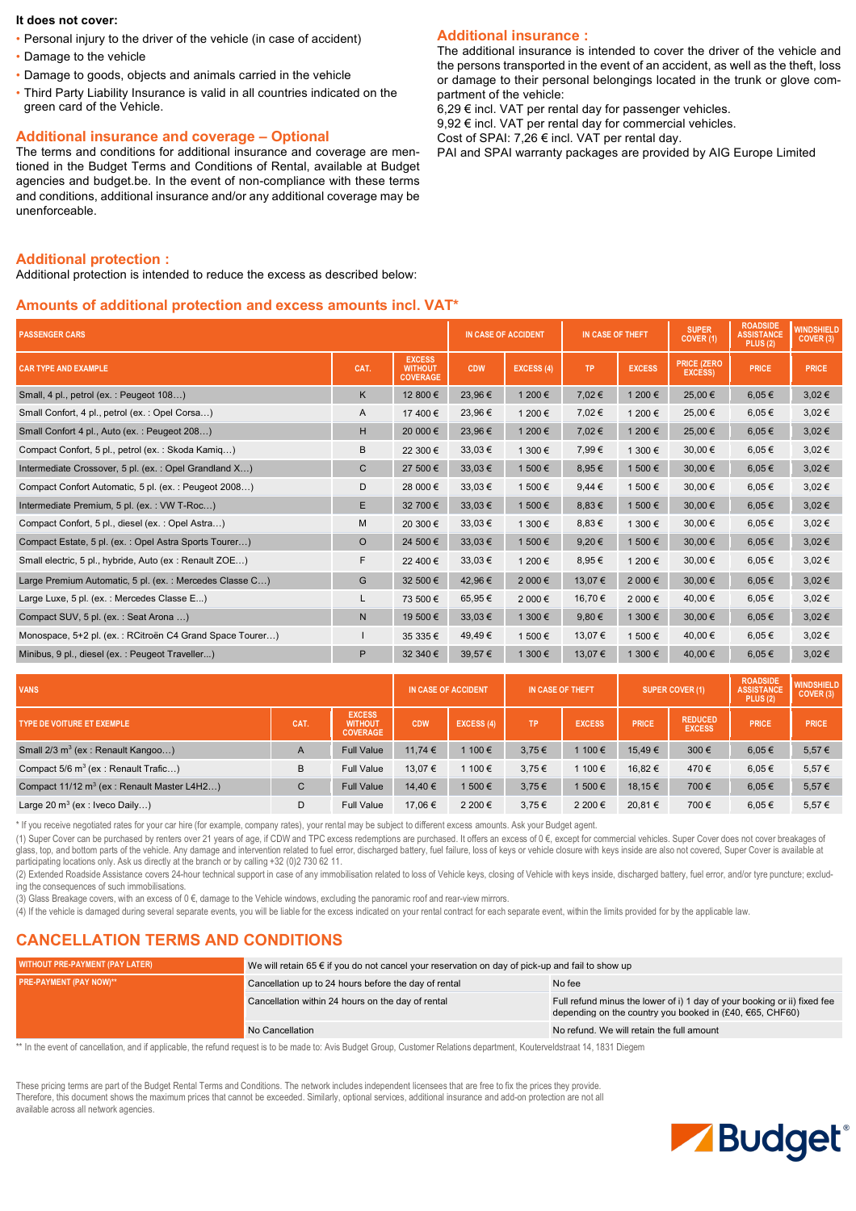**It does not cover:**

- Personal injury to the driver of the vehicle (in case of accident)
- Damage to the vehicle
- Damage to goods, objects and animals carried in the vehicle
- Third Party Liability Insurance is valid in all countries indicated on the green card of the Vehicle.

## Additional insurance and coverage – Optional

The terms and conditions for additional insurance and coverage are mentioned in the Budget Terms and Conditions of Rental, available at Budget agencies and budget.be. In the event of non-compliance with these terms and conditions, additional insurance and/or any additional coverage may be unenforceable.

## Additional insurance :

The additional insurance is intended to cover the driver of the vehicle and the persons transported in the event of an accident, as well as the theft, loss or damage to their personal belongings located in the trunk or glove compartment of the vehicle:
6,29 € incl. VAT per rental day for passenger vehicles.
9,92 € incl. VAT per rental day for commercial vehicles.
Cost of SPAI: 7,26 € incl. VAT per rental day.
PAI and SPAI warranty packages are provided by AIG Europe Limited

## Additional protection :

Additional protection is intended to reduce the excess as described below:

## Amounts of additional protection and excess amounts incl. VAT*

| PASSENGER CARS | | | IN CASE OF ACCIDENT | | IN CASE OF THEFT | | SUPER COVER (1) | ROADSIDE ASSISTANCE PLUS (2) | WINDSHIELD COVER (3) |
|---|---|---|---|---|---|---|---|---|---|
| CAR TYPE AND EXAMPLE | CAT. | EXCESS WITHOUT COVERAGE | CDW | EXCESS (4) | TP | EXCESS | PRICE (ZERO EXCESS) | PRICE | PRICE |
| Small, 4 pl., petrol (ex. : Peugeot 108…) | K | 12 800 € | 23,96 € | 1 200 € | 7,02 € | 1 200 € | 25,00 € | 6,05 € | 3,02 € |
| Small Confort, 4 pl., petrol (ex. : Opel Corsa…) | A | 17 400 € | 23,96 € | 1 200 € | 7,02 € | 1 200 € | 25,00 € | 6,05 € | 3,02 € |
| Small Confort 4 pl., Auto (ex. : Peugeot 208…) | H | 20 000 € | 23,96 € | 1 200 € | 7,02 € | 1 200 € | 25,00 € | 6,05 € | 3,02 € |
| Compact Confort, 5 pl., petrol (ex. : Skoda Kamiq…) | B | 22 300 € | 33,03 € | 1 300 € | 7,99 € | 1 300 € | 30,00 € | 6,05 € | 3,02 € |
| Intermediate Crossover, 5 pl. (ex. : Opel Grandland X…) | C | 27 500 € | 33,03 € | 1 500 € | 8,95 € | 1 500 € | 30,00 € | 6,05 € | 3,02 € |
| Compact Confort Automatic, 5 pl. (ex. : Peugeot 2008…) | D | 28 000 € | 33,03 € | 1 500 € | 9,44 € | 1 500 € | 30,00 € | 6,05 € | 3,02 € |
| Intermediate Premium, 5 pl. (ex. : VW T-Roc…) | E | 32 700 € | 33,03 € | 1 500 € | 8,83 € | 1 500 € | 30,00 € | 6,05 € | 3,02 € |
| Compact Confort, 5 pl., diesel (ex. : Opel Astra…) | M | 20 300 € | 33,03 € | 1 300 € | 8,83 € | 1 300 € | 30,00 € | 6,05 € | 3,02 € |
| Compact Estate, 5 pl. (ex. : Opel Astra Sports Tourer…) | O | 24 500 € | 33,03 € | 1 500 € | 9,20 € | 1 500 € | 30,00 € | 6,05 € | 3,02 € |
| Small electric, 5 pl., hybride, Auto (ex : Renault ZOE…) | F | 22 400 € | 33,03 € | 1 200 € | 8,95 € | 1 200 € | 30,00 € | 6,05 € | 3,02 € |
| Large Premium Automatic, 5 pl. (ex. : Mercedes Classe C…) | G | 32 500 € | 42,96 € | 2 000 € | 13,07 € | 2 000 € | 30,00 € | 6,05 € | 3,02 € |
| Large Luxe, 5 pl. (ex. : Mercedes Classe E…) | L | 73 500 € | 65,95 € | 2 000 € | 16,70 € | 2 000 € | 40,00 € | 6,05 € | 3,02 € |
| Compact SUV, 5 pl. (ex. : Seat Arona …) | N | 19 500 € | 33,03 € | 1 300 € | 9,80 € | 1 300 € | 30,00 € | 6,05 € | 3,02 € |
| Monospace, 5+2 pl. (ex. : RCitroën C4 Grand Space Tourer…) | I | 35 335 € | 49,49 € | 1 500 € | 13,07 € | 1 500 € | 40,00 € | 6,05 € | 3,02 € |
| Minibus, 9 pl., diesel (ex. : Peugeot Traveller...) | P | 32 340 € | 39,57 € | 1 300 € | 13,07 € | 1 300 € | 40,00 € | 6,05 € | 3,02 € |

| VANS | | | IN CASE OF ACCIDENT | | IN CASE OF THEFT | | SUPER COVER (1) | | ROADSIDE ASSISTANCE PLUS (2) | WINDSHIELD COVER (3) |
|---|---|---|---|---|---|---|---|---|---|---|
| TYPE DE VOITURE ET EXEMPLE | CAT. | EXCESS WITHOUT COVERAGE | CDW | EXCESS (4) | TP | EXCESS | PRICE | REDUCED EXCESS | PRICE | PRICE |
| Small 2/3 m³ (ex : Renault Kangoo…) | A | Full Value | 11,74 € | 1 100 € | 3,75 € | 1 100 € | 15,49 € | 300 € | 6,05 € | 5,57 € |
| Compact 5/6 m³ (ex : Renault Trafic…) | B | Full Value | 13,07 € | 1 100 € | 3,75 € | 1 100 € | 16,82 € | 470 € | 6,05 € | 5,57 € |
| Compact 11/12 m³ (ex : Renault Master L4H2…) | C | Full Value | 14,40 € | 1 500 € | 3,75 € | 1 500 € | 18,15 € | 700 € | 6,05 € | 5,57 € |
| Large 20 m³ (ex : Iveco Daily…) | D | Full Value | 17,06 € | 2 200 € | 3,75 € | 2 200 € | 20,81 € | 700 € | 6,05 € | 5,57 € |

\* If you receive negotiated rates for your car hire (for example, company rates), your rental may be subject to different excess amounts. Ask your Budget agent.

(1) Super Cover can be purchased by renters over 21 years of age, if CDW and TPC excess redemptions are purchased. It offers an excess of 0 €, except for commercial vehicles. Super Cover does not cover breakages of glass, top, and bottom parts of the vehicle. Any damage and intervention related to fuel error, discharged battery, fuel failure, loss of keys or vehicle closure with keys inside are also not covered, Super Cover is available at participating locations only. Ask us directly at the branch or by calling +32 (0)2 730 62 11.

(2) Extended Roadside Assistance covers 24-hour technical support in case of any immobilisation related to loss of Vehicle keys, closing of Vehicle with keys inside, discharged battery, fuel error, and/or tyre puncture; excluding the consequences of such immobilisations.

(3) Glass Breakage covers, with an excess of 0 €, damage to the Vehicle windows, excluding the panoramic roof and rear-view mirrors.

(4) If the vehicle is damaged during several separate events, you will be liable for the excess indicated on your rental contract for each separate event, within the limits provided for by the applicable law.

## CANCELLATION TERMS AND CONDITIONS

| | | |
|---|---|---|
| WITHOUT PRE-PAYMENT (PAY LATER) | We will retain 65 € if you do not cancel your reservation on day of pick-up and fail to show up | |
| PRE-PAYMENT (PAY NOW)** | Cancellation up to 24 hours before the day of rental | No fee |
| | Cancellation within 24 hours on the day of rental | Full refund minus the lower of i) 1 day of your booking or ii) fixed fee depending on the country you booked in (£40, €65, CHF60) |
| | No Cancellation | No refund. We will retain the full amount |

\*\* In the event of cancellation, and if applicable, the refund request is to be made to: Avis Budget Group, Customer Relations department, Kouterveldstraat 14, 1831 Diegem

These pricing terms are part of the Budget Rental Terms and Conditions. The network includes independent licensees that are free to fix the prices they provide. Therefore, this document shows the maximum prices that cannot be exceeded. Similarly, optional services, additional insurance and add-on protection are not all available across all network agencies.

Budget®